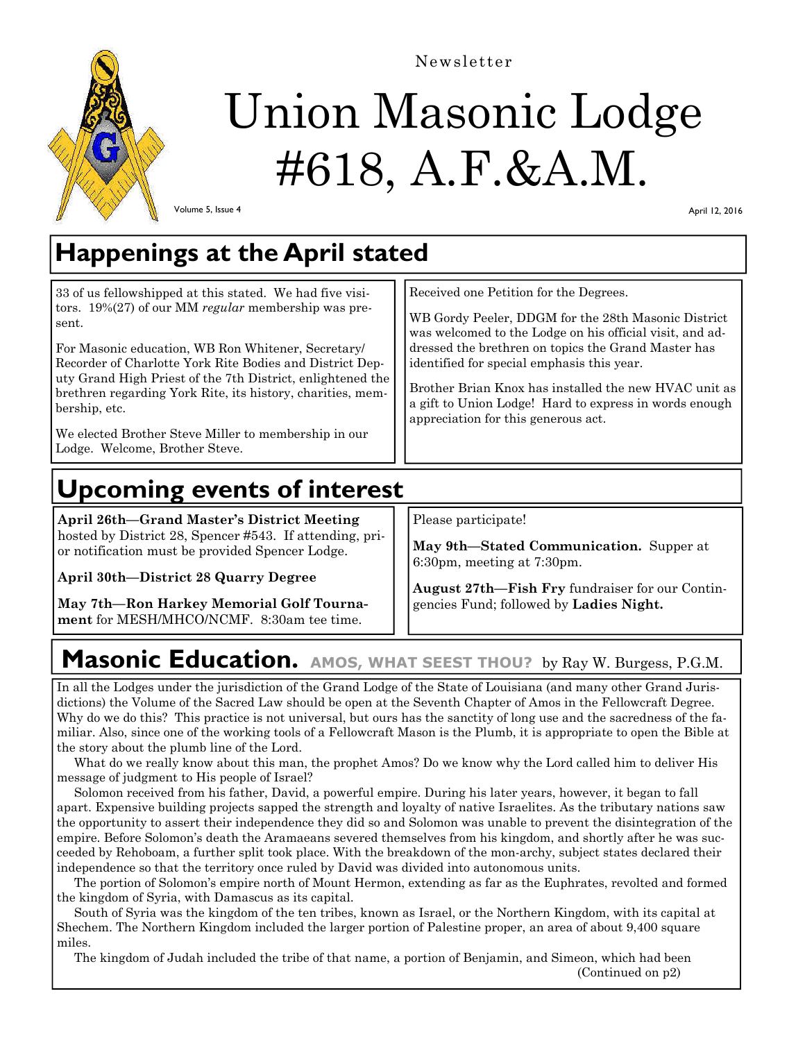Newsletter

# Union Masonic Lodge #618, A.F.&A.M.

Volume 5, Issue 4

April 12, 2016

## Happenings at the April stated

33 of us fellowshipped at this stated. We had five visitors. 19%(27) of our MM *regular* membership was present.

For Masonic education, WB Ron Whitener, Secretary/ Recorder of Charlotte York Rite Bodies and District Deputy Grand High Priest of the 7th District, enlightened the brethren regarding York Rite, its history, charities, membership, etc.

We elected Brother Steve Miller to membership in our Lodge. Welcome, Brother Steve.

Received one Petition for the Degrees.

WB Gordy Peeler, DDGM for the 28th Masonic District was welcomed to the Lodge on his official visit, and addressed the brethren on topics the Grand Master has identified for special emphasis this year.

Brother Brian Knox has installed the new HVAC unit as a gift to Union Lodge! Hard to express in words enough appreciation for this generous act.

## Upcoming events of interest

**April 26th—Grand Master's District Meeting** hosted by District 28, Spencer #543. If attending, prior notification must be provided Spencer Lodge.

**April 30th—District 28 Quarry Degree**

**May 7th—Ron Harkey Memorial Golf Tournament** for MESH/MHCO/NCMF. 8:30am tee time.

Please participate!

**May 9th—Stated Communication.** Supper at 6:30pm, meeting at 7:30pm.

**August 27th—Fish Fry** fundraiser for our Contingencies Fund; followed by **Ladies Night.**

## Masonic Education. AMOS, WHAT SEEST THOU? by Ray W. Burgess, P.G.M.

In all the Lodges under the jurisdiction of the Grand Lodge of the State of Louisiana (and many other Grand Jurisdictions) the Volume of the Sacred Law should be open at the Seventh Chapter of Amos in the Fellowcraft Degree. Why do we do this? This practice is not universal, but ours has the sanctity of long use and the sacredness of the familiar. Also, since one of the working tools of a Fellowcraft Mason is the Plumb, it is appropriate to open the Bible at the story about the plumb line of the Lord.

What do we really know about this man, the prophet Amos? Do we know why the Lord called him to deliver His message of judgment to His people of Israel?

Solomon received from his father, David, a powerful empire. During his later years, however, it began to fall apart. Expensive building projects sapped the strength and loyalty of native Israelites. As the tributary nations saw the opportunity to assert their independence they did so and Solomon was unable to prevent the disintegration of the empire. Before Solomon's death the Aramaeans severed themselves from his kingdom, and shortly after he was succeeded by Rehoboam, a further split took place. With the breakdown of the mon-archy, subject states declared their independence so that the territory once ruled by David was divided into autonomous units.

The portion of Solomon's empire north of Mount Hermon, extending as far as the Euphrates, revolted and formed the kingdom of Syria, with Damascus as its capital.

South of Syria was the kingdom of the ten tribes, known as Israel, or the Northern Kingdom, with its capital at Shechem. The Northern Kingdom included the larger portion of Palestine proper, an area of about 9,400 square miles.

The kingdom of Judah included the tribe of that name, a portion of Benjamin, and Simeon, which had been

(Continued on p2)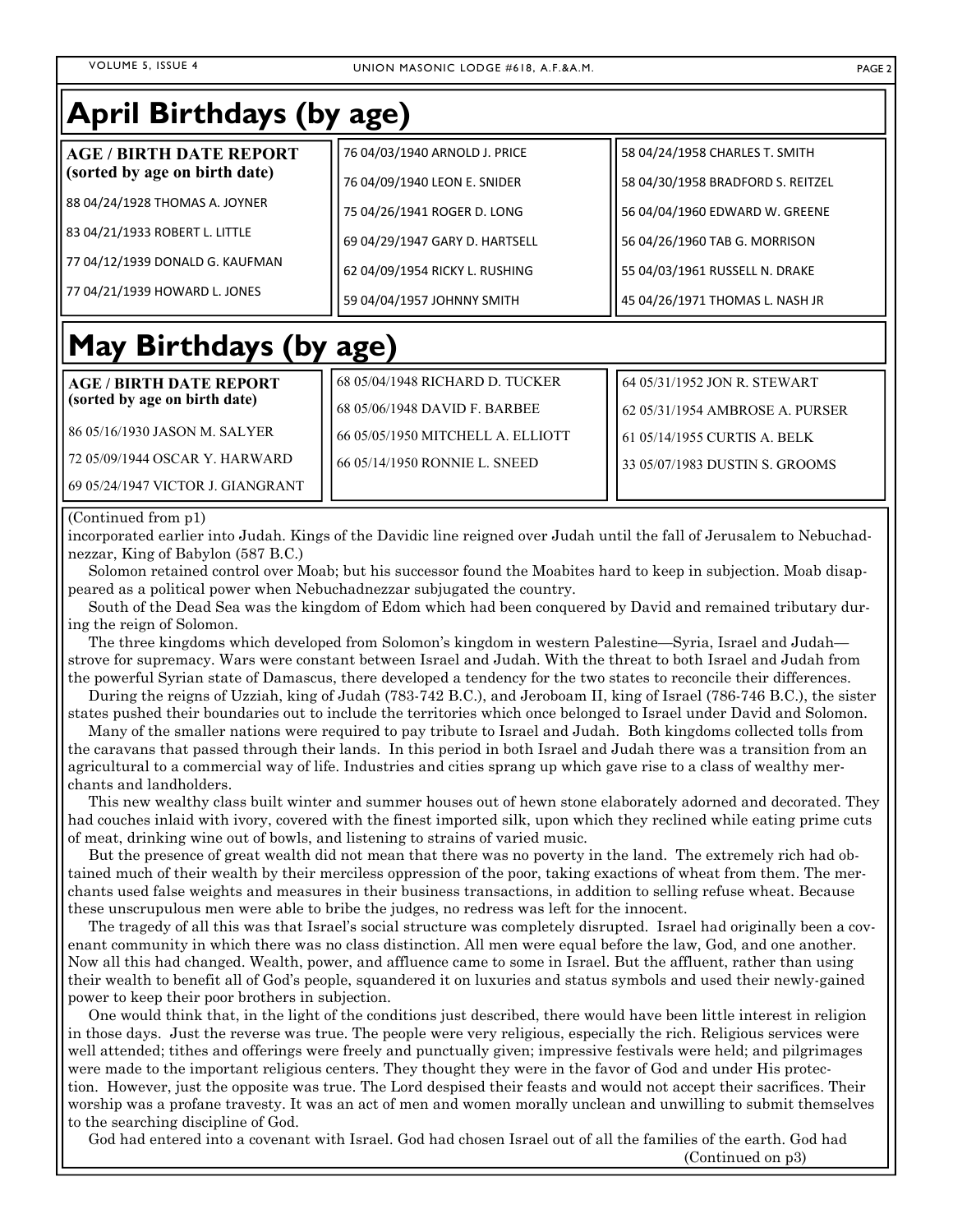## April Birthdays (by age)

**AGE / BIRTH DATE REPORT (sorted by age on birth date)**

88 04/24/1928 THOMAS A. JOYNER

83 04/21/1933 ROBERT L. LITTLE

77 04/12/1939 DONALD G. KAUFMAN

77 04/21/1939 HOWARD L. JONES

76 04/03/1940 ARNOLD J. PRICE

76 04/09/1940 LEON E. SNIDER

75 04/26/1941 ROGER D. LONG

69 04/29/1947 GARY D. HARTSELL

62 04/09/1954 RICKY L. RUSHING

59 04/04/1957 JOHNNY SMITH

58 04/24/1958 CHARLES T. SMITH

58 04/30/1958 BRADFORD S. REITZEL

56 04/04/1960 EDWARD W. GREENE

56 04/26/1960 TAB G. MORRISON

55 04/03/1961 RUSSELL N. DRAKE

45 04/26/1971 THOMAS L. NASH JR

## May Birthdays (by age)

**AGE / BIRTH DATE REPORT (sorted by age on birth date)**

86 05/16/1930 JASON M. SALYER

72 05/09/1944 OSCAR Y. HARWARD

69 05/24/1947 VICTOR J. GIANGRANT

68 05/04/1948 RICHARD D. TUCKER

68 05/06/1948 DAVID F. BARBEE

66 05/05/1950 MITCHELL A. ELLIOTT

66 05/14/1950 RONNIE L. SNEED

64 05/31/1952 JON R. STEWART

62 05/31/1954 AMBROSE A. PURSER

61 05/14/1955 CURTIS A. BELK

33 05/07/1983 DUSTIN S. GROOMS

(Continued from p1)

incorporated earlier into Judah. Kings of the Davidic line reigned over Judah until the fall of Jerusalem to Nebuchadnezzar, King of Babylon (587 B.C.)

Solomon retained control over Moab; but his successor found the Moabites hard to keep in subjection. Moab disappeared as a political power when Nebuchadnezzar subjugated the country.

South of the Dead Sea was the kingdom of Edom which had been conquered by David and remained tributary during the reign of Solomon.

The three kingdoms which developed from Solomon's kingdom in western Palestine—Syria, Israel and Judah—strove for supremacy. Wars were constant between Israel and Judah. With the threat to both Israel and Judah from the powerful Syrian state of Damascus, there developed a tendency for the two states to reconcile their differences.

During the reigns of Uzziah, king of Judah (783-742 B.C.), and Jeroboam II, king of Israel (786-746 B.C.), the sister states pushed their boundaries out to include the territories which once belonged to Israel under David and Solomon.

Many of the smaller nations were required to pay tribute to Israel and Judah. Both kingdoms collected tolls from the caravans that passed through their lands. In this period in both Israel and Judah there was a transition from an agricultural to a commercial way of life. Industries and cities sprang up which gave rise to a class of wealthy merchants and landholders.

This new wealthy class built winter and summer houses out of hewn stone elaborately adorned and decorated. They had couches inlaid with ivory, covered with the finest imported silk, upon which they reclined while eating prime cuts of meat, drinking wine out of bowls, and listening to strains of varied music.

But the presence of great wealth did not mean that there was no poverty in the land. The extremely rich had obtained much of their wealth by their merciless oppression of the poor, taking exactions of wheat from them. The merchants used false weights and measures in their business transactions, in addition to selling refuse wheat. Because these unscrupulous men were able to bribe the judges, no redress was left for the innocent.

The tragedy of all this was that Israel's social structure was completely disrupted. Israel had originally been a covenant community in which there was no class distinction. All men were equal before the law, God, and one another. Now all this had changed. Wealth, power, and affluence came to some in Israel. But the affluent, rather than using their wealth to benefit all of God's people, squandered it on luxuries and status symbols and used their newly-gained power to keep their poor brothers in subjection.

One would think that, in the light of the conditions just described, there would have been little interest in religion in those days. Just the reverse was true. The people were very religious, especially the rich. Religious services were well attended; tithes and offerings were freely and punctually given; impressive festivals were held; and pilgrimages were made to the important religious centers. They thought they were in the favor of God and under His protection. However, just the opposite was true. The Lord despised their feasts and would not accept their sacrifices. Their worship was a profane travesty. It was an act of men and women morally unclean and unwilling to submit themselves to the searching discipline of God.

God had entered into a covenant with Israel. God had chosen Israel out of all the families of the earth. God had

(Continued on p3)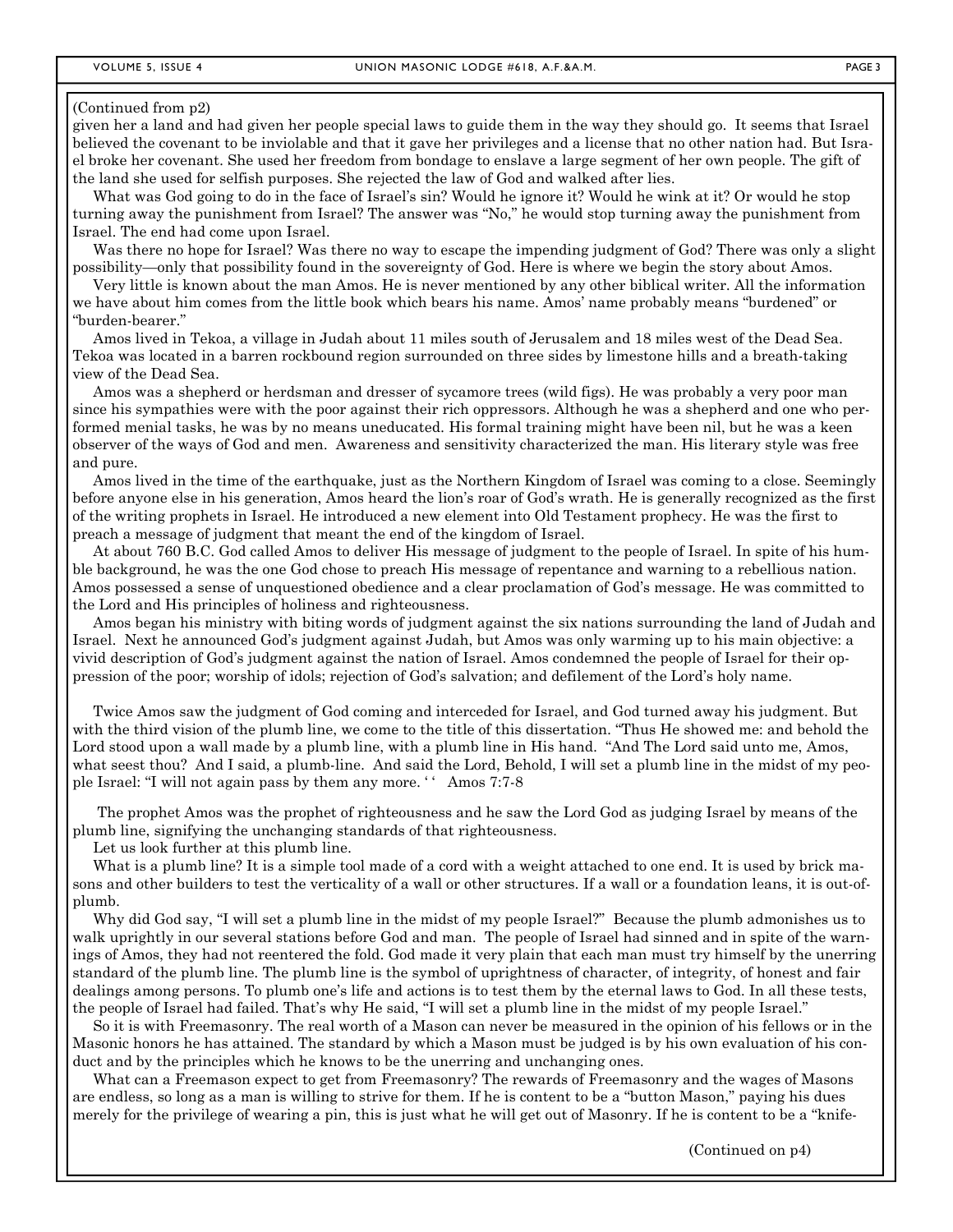(Continued from p2)

given her a land and had given her people special laws to guide them in the way they should go. It seems that Israel believed the covenant to be inviolable and that it gave her privileges and a license that no other nation had. But Israel broke her covenant. She used her freedom from bondage to enslave a large segment of her own people. The gift of the land she used for selfish purposes. She rejected the law of God and walked after lies.

What was God going to do in the face of Israel's sin? Would he ignore it? Would he wink at it? Or would he stop turning away the punishment from Israel? The answer was "No," he would stop turning away the punishment from Israel. The end had come upon Israel.

Was there no hope for Israel? Was there no way to escape the impending judgment of God? There was only a slight possibility—only that possibility found in the sovereignty of God. Here is where we begin the story about Amos.

Very little is known about the man Amos. He is never mentioned by any other biblical writer. All the information we have about him comes from the little book which bears his name. Amos' name probably means "burdened" or "burden-bearer."

Amos lived in Tekoa, a village in Judah about 11 miles south of Jerusalem and 18 miles west of the Dead Sea. Tekoa was located in a barren rockbound region surrounded on three sides by limestone hills and a breath-taking view of the Dead Sea.

Amos was a shepherd or herdsman and dresser of sycamore trees (wild figs). He was probably a very poor man since his sympathies were with the poor against their rich oppressors. Although he was a shepherd and one who performed menial tasks, he was by no means uneducated. His formal training might have been nil, but he was a keen observer of the ways of God and men. Awareness and sensitivity characterized the man. His literary style was free and pure.

Amos lived in the time of the earthquake, just as the Northern Kingdom of Israel was coming to a close. Seemingly before anyone else in his generation, Amos heard the lion's roar of God's wrath. He is generally recognized as the first of the writing prophets in Israel. He introduced a new element into Old Testament prophecy. He was the first to preach a message of judgment that meant the end of the kingdom of Israel.

At about 760 B.C. God called Amos to deliver His message of judgment to the people of Israel. In spite of his humble background, he was the one God chose to preach His message of repentance and warning to a rebellious nation. Amos possessed a sense of unquestioned obedience and a clear proclamation of God's message. He was committed to the Lord and His principles of holiness and righteousness.

Amos began his ministry with biting words of judgment against the six nations surrounding the land of Judah and Israel. Next he announced God's judgment against Judah, but Amos was only warming up to his main objective: a vivid description of God's judgment against the nation of Israel. Amos condemned the people of Israel for their oppression of the poor; worship of idols; rejection of God's salvation; and defilement of the Lord's holy name.

Twice Amos saw the judgment of God coming and interceded for Israel, and God turned away his judgment. But with the third vision of the plumb line, we come to the title of this dissertation. "Thus He showed me: and behold the Lord stood upon a wall made by a plumb line, with a plumb line in His hand. "And The Lord said unto me, Amos, what seest thou? And I said, a plumb-line. And said the Lord, Behold, I will set a plumb line in the midst of my people Israel: "I will not again pass by them any more. ' ' Amos 7:7-8

The prophet Amos was the prophet of righteousness and he saw the Lord God as judging Israel by means of the plumb line, signifying the unchanging standards of that righteousness.

Let us look further at this plumb line.

What is a plumb line? It is a simple tool made of a cord with a weight attached to one end. It is used by brick masons and other builders to test the verticality of a wall or other structures. If a wall or a foundation leans, it is out-of-plumb.

Why did God say, "I will set a plumb line in the midst of my people Israel?" Because the plumb admonishes us to walk uprightly in our several stations before God and man. The people of Israel had sinned and in spite of the warnings of Amos, they had not reentered the fold. God made it very plain that each man must try himself by the unerring standard of the plumb line. The plumb line is the symbol of uprightness of character, of integrity, of honest and fair dealings among persons. To plumb one's life and actions is to test them by the eternal laws to God. In all these tests, the people of Israel had failed. That's why He said, "I will set a plumb line in the midst of my people Israel."

So it is with Freemasonry. The real worth of a Mason can never be measured in the opinion of his fellows or in the Masonic honors he has attained. The standard by which a Mason must be judged is by his own evaluation of his conduct and by the principles which he knows to be the unerring and unchanging ones.

What can a Freemason expect to get from Freemasonry? The rewards of Freemasonry and the wages of Masons are endless, so long as a man is willing to strive for them. If he is content to be a "button Mason," paying his dues merely for the privilege of wearing a pin, this is just what he will get out of Masonry. If he is content to be a "knife-

(Continued on p4)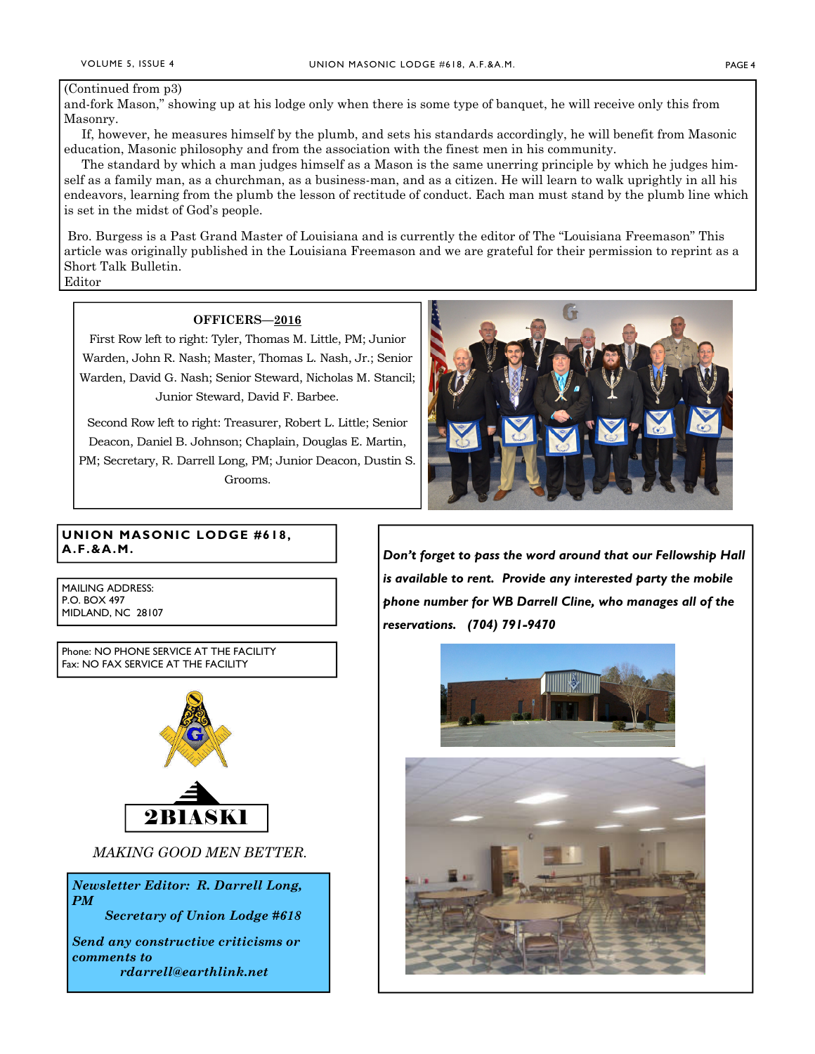(Continued from p3)
and-fork Mason," showing up at his lodge only when there is some type of banquet, he will receive only this from Masonry.

If, however, he measures himself by the plumb, and sets his standards accordingly, he will benefit from Masonic education, Masonic philosophy and from the association with the finest men in his community.

The standard by which a man judges himself as a Mason is the same unerring principle by which he judges himself as a family man, as a churchman, as a business-man, and as a citizen. He will learn to walk uprightly in all his endeavors, learning from the plumb the lesson of rectitude of conduct. Each man must stand by the plumb line which is set in the midst of God's people.

Bro. Burgess is a Past Grand Master of Louisiana and is currently the editor of The "Louisiana Freemason" This article was originally published in the Louisiana Freemason and we are grateful for their permission to reprint as a Short Talk Bulletin.
Editor

**OFFICERS—2016**

First Row left to right: Tyler, Thomas M. Little, PM; Junior Warden, John R. Nash; Master, Thomas L. Nash, Jr.; Senior Warden, David G. Nash; Senior Steward, Nicholas M. Stancil; Junior Steward, David F. Barbee.

Second Row left to right: Treasurer, Robert L. Little; Senior Deacon, Daniel B. Johnson; Chaplain, Douglas E. Martin, PM; Secretary, R. Darrell Long, PM; Junior Deacon, Dustin S. Grooms.

**UNION MASONIC LODGE #618, A.F.&A.M.**

MAILING ADDRESS:
P.O. BOX 497
MIDLAND, NC 28107

Phone: NO PHONE SERVICE AT THE FACILITY
Fax: NO FAX SERVICE AT THE FACILITY

2B1ASK1

*MAKING GOOD MEN BETTER.*

***Newsletter Editor: R. Darrell Long, PM***
***Secretary of Union Lodge #618***

***Send any constructive criticisms or comments to***
***rdarrell@earthlink.net***

***Don't forget to pass the word around that our Fellowship Hall is available to rent. Provide any interested party the mobile phone number for WB Darrell Cline, who manages all of the reservations. (704) 791-9470***